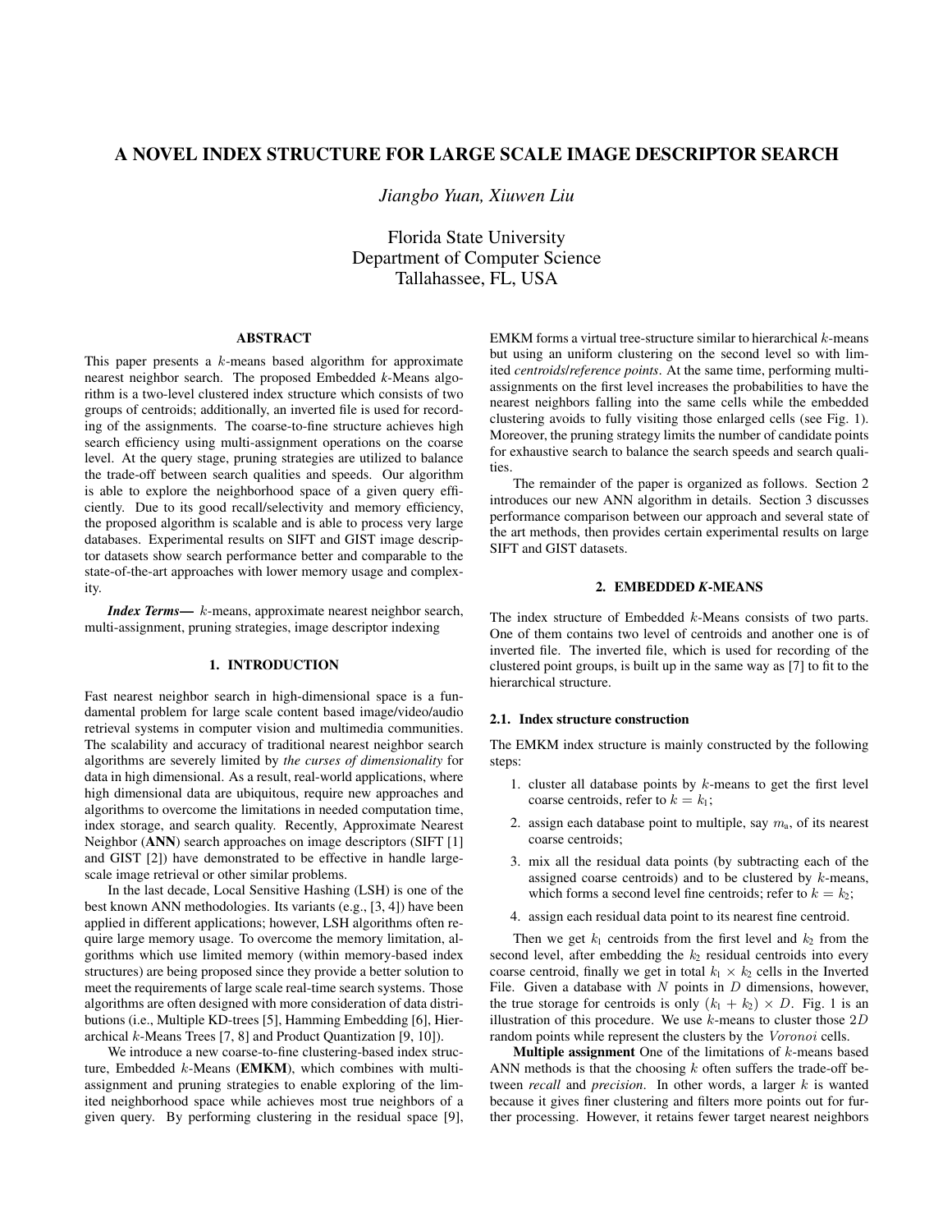# A NOVEL INDEX STRUCTURE FOR LARGE SCALE IMAGE DESCRIPTOR SEARCH

*Jiangbo Yuan, Xiuwen Liu*

Florida State University
Department of Computer Science
Tallahassee, FL, USA

## ABSTRACT

This paper presents a $k$-means based algorithm for approximate nearest neighbor search. The proposed Embedded $k$-Means algorithm is a two-level clustered index structure which consists of two groups of centroids; additionally, an inverted file is used for recording of the assignments. The coarse-to-fine structure achieves high search efficiency using multi-assignment operations on the coarse level. At the query stage, pruning strategies are utilized to balance the trade-off between search qualities and speeds. Our algorithm is able to explore the neighborhood space of a given query efficiently. Due to its good recall/selectivity and memory efficiency, the proposed algorithm is scalable and is able to process very large databases. Experimental results on SIFT and GIST image descriptor datasets show search performance better and comparable to the state-of-the-art approaches with lower memory usage and complexity.

***Index Terms—*** $k$-means, approximate nearest neighbor search, multi-assignment, pruning strategies, image descriptor indexing

## 1. INTRODUCTION

Fast nearest neighbor search in high-dimensional space is a fundamental problem for large scale content based image/video/audio retrieval systems in computer vision and multimedia communities. The scalability and accuracy of traditional nearest neighbor search algorithms are severely limited by *the curses of dimensionality* for data in high dimensional. As a result, real-world applications, where high dimensional data are ubiquitous, require new approaches and algorithms to overcome the limitations in needed computation time, index storage, and search quality. Recently, Approximate Nearest Neighbor (**ANN**) search approaches on image descriptors (SIFT [1] and GIST [2]) have demonstrated to be effective in handle large-scale image retrieval or other similar problems.

In the last decade, Local Sensitive Hashing (LSH) is one of the best known ANN methodologies. Its variants (e.g., [3, 4]) have been applied in different applications; however, LSH algorithms often require large memory usage. To overcome the memory limitation, algorithms which use limited memory (within memory-based index structures) are being proposed since they provide a better solution to meet the requirements of large scale real-time search systems. Those algorithms are often designed with more consideration of data distributions (i.e., Multiple KD-trees [5], Hamming Embedding [6], Hierarchical $k$-Means Trees [7, 8] and Product Quantization [9, 10]).

We introduce a new coarse-to-fine clustering-based index structure, Embedded $k$-Means (**EMKM**), which combines with multi-assignment and pruning strategies to enable exploring of the limited neighborhood space while achieves most true neighbors of a given query. By performing clustering in the residual space [9], EMKM forms a virtual tree-structure similar to hierarchical $k$-means but using an uniform clustering on the second level so with limited *centroids*/*reference points*. At the same time, performing multi-assignments on the first level increases the probabilities to have the nearest neighbors falling into the same cells while the embedded clustering avoids to fully visiting those enlarged cells (see Fig. 1). Moreover, the pruning strategy limits the number of candidate points for exhaustive search to balance the search speeds and search qualities.

The remainder of the paper is organized as follows. Section 2 introduces our new ANN algorithm in details. Section 3 discusses performance comparison between our approach and several state of the art methods, then provides certain experimental results on large SIFT and GIST datasets.

## 2. EMBEDDED *K*-MEANS

The index structure of Embedded $k$-Means consists of two parts. One of them contains two level of centroids and another one is of inverted file. The inverted file, which is used for recording of the clustered point groups, is built up in the same way as [7] to fit to the hierarchical structure.

### 2.1. Index structure construction

The EMKM index structure is mainly constructed by the following steps:

1. cluster all database points by $k$-means to get the first level coarse centroids, refer to $k = k_1$;
2. assign each database point to multiple, say $m_a$, of its nearest coarse centroids;
3. mix all the residual data points (by subtracting each of the assigned coarse centroids) and to be clustered by $k$-means, which forms a second level fine centroids; refer to $k = k_2$;
4. assign each residual data point to its nearest fine centroid.

Then we get $k_1$ centroids from the first level and $k_2$ from the second level, after embedding the $k_2$ residual centroids into every coarse centroid, finally we get in total $k_1 \times k_2$ cells in the Inverted File. Given a database with $N$ points in $D$ dimensions, however, the true storage for centroids is only $(k_1 + k_2) \times D$. Fig. 1 is an illustration of this procedure. We use $k$-means to cluster those $2D$ random points while represent the clusters by the *Voronoi* cells.

**Multiple assignment** One of the limitations of $k$-means based ANN methods is that the choosing $k$ often suffers the trade-off between *recall* and *precision*. In other words, a larger $k$ is wanted because it gives finer clustering and filters more points out for further processing. However, it retains fewer target nearest neighbors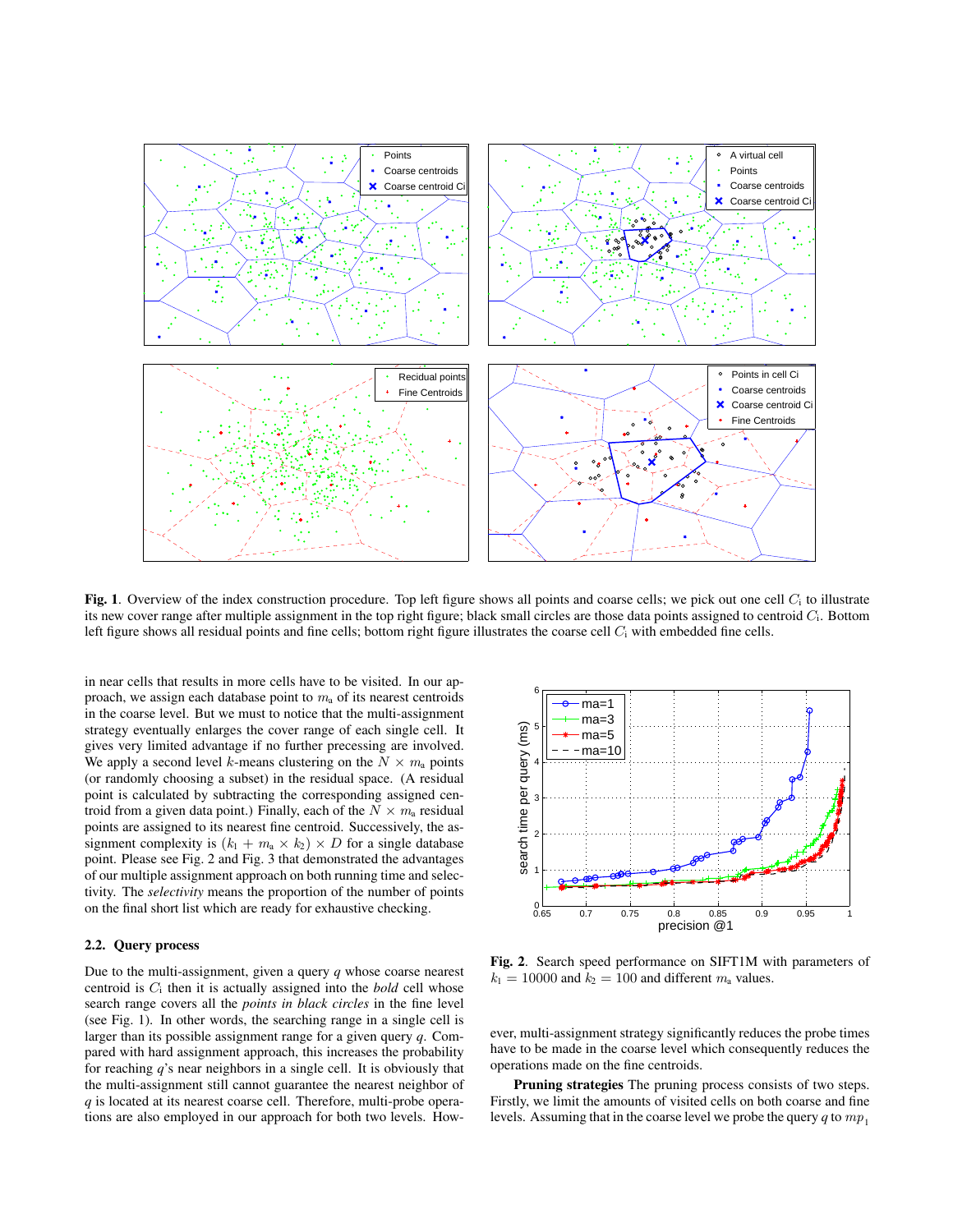**Fig. 1**. Overview of the index construction procedure. Top left figure shows all points and coarse cells; we pick out one cell $C_i$ to illustrate its new cover range after multiple assignment in the top right figure; black small circles are those data points assigned to centroid $C_i$. Bottom left figure shows all residual points and fine cells; bottom right figure illustrates the coarse cell $C_i$ with embedded fine cells.

in near cells that results in more cells have to be visited. In our approach, we assign each database point to $m_a$ of its nearest centroids in the coarse level. But we must to notice that the multi-assignment strategy eventually enlarges the cover range of each single cell. It gives very limited advantage if no further precessing are involved. We apply a second level $k$-means clustering on the $N \times m_a$ points (or randomly choosing a subset) in the residual space. (A residual point is calculated by subtracting the corresponding assigned centroid from a given data point.) Finally, each of the $N \times m_a$ residual points are assigned to its nearest fine centroid. Successively, the assignment complexity is $(k_1 + m_a \times k_2) \times D$ for a single database point. Please see Fig. 2 and Fig. 3 that demonstrated the advantages of our multiple assignment approach on both running time and selectivity. The *selectivity* means the proportion of the number of points on the final short list which are ready for exhaustive checking.

### 2.2. Query process

Due to the multi-assignment, given a query $q$ whose coarse nearest centroid is $C_i$ then it is actually assigned into the *bold* cell whose search range covers all the *points in black circles* in the fine level (see Fig. 1). In other words, the searching range in a single cell is larger than its possible assignment range for a given query $q$. Compared with hard assignment approach, this increases the probability for reaching $q$'s near neighbors in a single cell. It is obviously that the multi-assignment still cannot guarantee the nearest neighbor of $q$ is located at its nearest coarse cell. Therefore, multi-probe operations are also employed in our approach for both two levels. However, multi-assignment strategy significantly reduces the probe times have to be made in the coarse level which consequently reduces the operations made on the fine centroids.

**Fig. 2**. Search speed performance on SIFT1M with parameters of $k_1 = 10000$ and $k_2 = 100$ and different $m_a$ values.

**Pruning strategies** The pruning process consists of two steps. Firstly, we limit the amounts of visited cells on both coarse and fine levels. Assuming that in the coarse level we probe the query $q$ to $mp_1$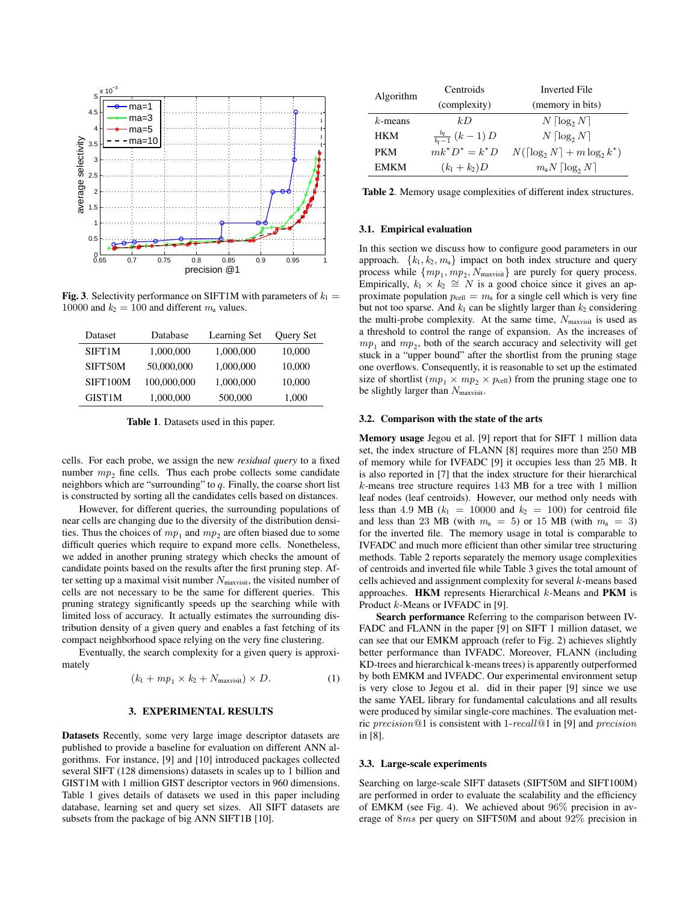Fig. 3. Selectivity performance on SIFT1M with parameters of $k_1 = 10000$ and $k_2 = 100$ and different $m_a$ values.

| Dataset | Database | Learning Set | Query Set |
|---|---|---|---|
| SIFT1M | 1,000,000 | 1,000,000 | 10,000 |
| SIFT50M | 50,000,000 | 1,000,000 | 10,000 |
| SIFT100M | 100,000,000 | 1,000,000 | 10,000 |
| GIST1M | 1,000,000 | 500,000 | 1,000 |

**Table 1**. Datasets used in this paper.

cells. For each probe, we assign the new *residual query* to a fixed number $mp_2$ fine cells. Thus each probe collects some candidate neighbors which are "surrounding" to $q$. Finally, the coarse short list is constructed by sorting all the candidates cells based on distances.

However, for different queries, the surrounding populations of near cells are changing due to the diversity of the distribution densities. Thus the choices of $mp_1$ and $mp_2$ are often biased due to some difficult queries which require to expand more cells. Nonetheless, we added in another pruning strategy which checks the amount of candidate points based on the results after the first pruning step. After setting up a maximal visit number $N_{\text{maxvisit}}$, the visited number of cells are not necessary to be the same for different queries. This pruning strategy significantly speeds up the searching while with limited loss of accuracy. It actually estimates the surrounding distribution density of a given query and enables a fast fetching of its compact neighborhood space relying on the very fine clustering.

Eventually, the search complexity for a given query is approximately

$$(k_1 + mp_1 \times k_2 + N_{\text{maxvisit}}) \times D. \quad (1)$$

## 3. EXPERIMENTAL RESULTS

**Datasets** Recently, some very large image descriptor datasets are published to provide a baseline for evaluation on different ANN algorithms. For instance, [9] and [10] introduced packages collected several SIFT (128 dimensions) datasets in scales up to 1 billion and GIST1M with 1 million GIST descriptor vectors in 960 dimensions. Table 1 gives details of datasets we used in this paper including database, learning set and query set sizes. All SIFT datasets are subsets from the package of big ANN SIFT1B [10].

| Algorithm | Centroids (complexity) | Inverted File (memory in bits) |
|---|---|---|
| $k$-means | $kD$ | $N \lceil \log_2 N \rceil$ |
| HKM | $\frac{b_l}{b_l - 1}(k-1)D$ | $N \lceil \log_2 N \rceil$ |
| PKM | $mk^*D^* = k^*D$ | $N(\lceil \log_2 N \rceil + m \log_2 k^*)$ |
| EMKM | $(k_1 + k_2)D$ | $m_a N \lceil \log_2 N \rceil$ |

**Table 2**. Memory usage complexities of different index structures.

### 3.1. Empirical evaluation

In this section we discuss how to configure good parameters in our approach. $\{k_1, k_2, m_a\}$ impact on both index structure and query process while $\{mp_1, mp_2, N_{\text{maxvisit}}\}$ are purely for query process. Empirically, $k_1 \times k_2 \cong N$ is a good choice since it gives an approximate population $p_{\text{cell}} = m_a$ for a single cell which is very fine but not too sparse. And $k_1$ can be slightly larger than $k_2$ considering the multi-probe complexity. At the same time, $N_{\text{maxvisit}}$ is used as a threshold to control the range of expansion. As the increases of $mp_1$ and $mp_2$, both of the search accuracy and selectivity will get stuck in a "upper bound" after the shortlist from the pruning stage one overflows. Consequently, it is reasonable to set up the estimated size of shortlist ($mp_1 \times mp_2 \times p_{\text{cell}}$) from the pruning stage one to be slightly larger than $N_{\text{maxvisit}}$.

### 3.2. Comparison with the state of the arts

**Memory usage** Jegou et al. [9] report that for SIFT 1 million data set, the index structure of FLANN [8] requires more than 250 MB of memory while for IVFADC [9] it occupies less than 25 MB. It is also reported in [7] that the index structure for their hierarchical $k$-means tree structure requires 143 MB for a tree with 1 million leaf nodes (leaf centroids). However, our method only needs with less than 4.9 MB ($k_1 = 10000$ and $k_2 = 100$) for centroid file and less than 23 MB (with $m_a = 5$) or 15 MB (with $m_a = 3$) for the inverted file. The memory usage in total is comparable to IVFADC and much more efficient than other similar tree structuring methods. Table 2 reports separately the memory usage complexities of centroids and inverted file while Table 3 gives the total amount of cells achieved and assignment complexity for several $k$-means based approaches. **HKM** represents Hierarchical $k$-Means and **PKM** is Product $k$-Means or IVFADC in [9].

**Search performance** Referring to the comparison between IVFADC and FLANN in the paper [9] on SIFT 1 million dataset, we can see that our EMKM approach (refer to Fig. 2) achieves slightly better performance than IVFADC. Moreover, FLANN (including KD-trees and hierarchical k-means trees) is apparently outperformed by both EMKM and IVFADC. Our experimental environment setup is very close to Jegou et al. did in their paper [9] since we use the same YAEL library for fundamental calculations and all results were produced by similar single-core machines. The evaluation metric $precision@1$ is consistent with $1\text{-}recall@1$ in [9] and $precision$ in [8].

### 3.3. Large-scale experiments

Searching on large-scale SIFT datasets (SIFT50M and SIFT100M) are performed in order to evaluate the scalability and the efficiency of EMKM (see Fig. 4). We achieved about 96% precision in average of $8ms$ per query on SIFT50M and about 92% precision in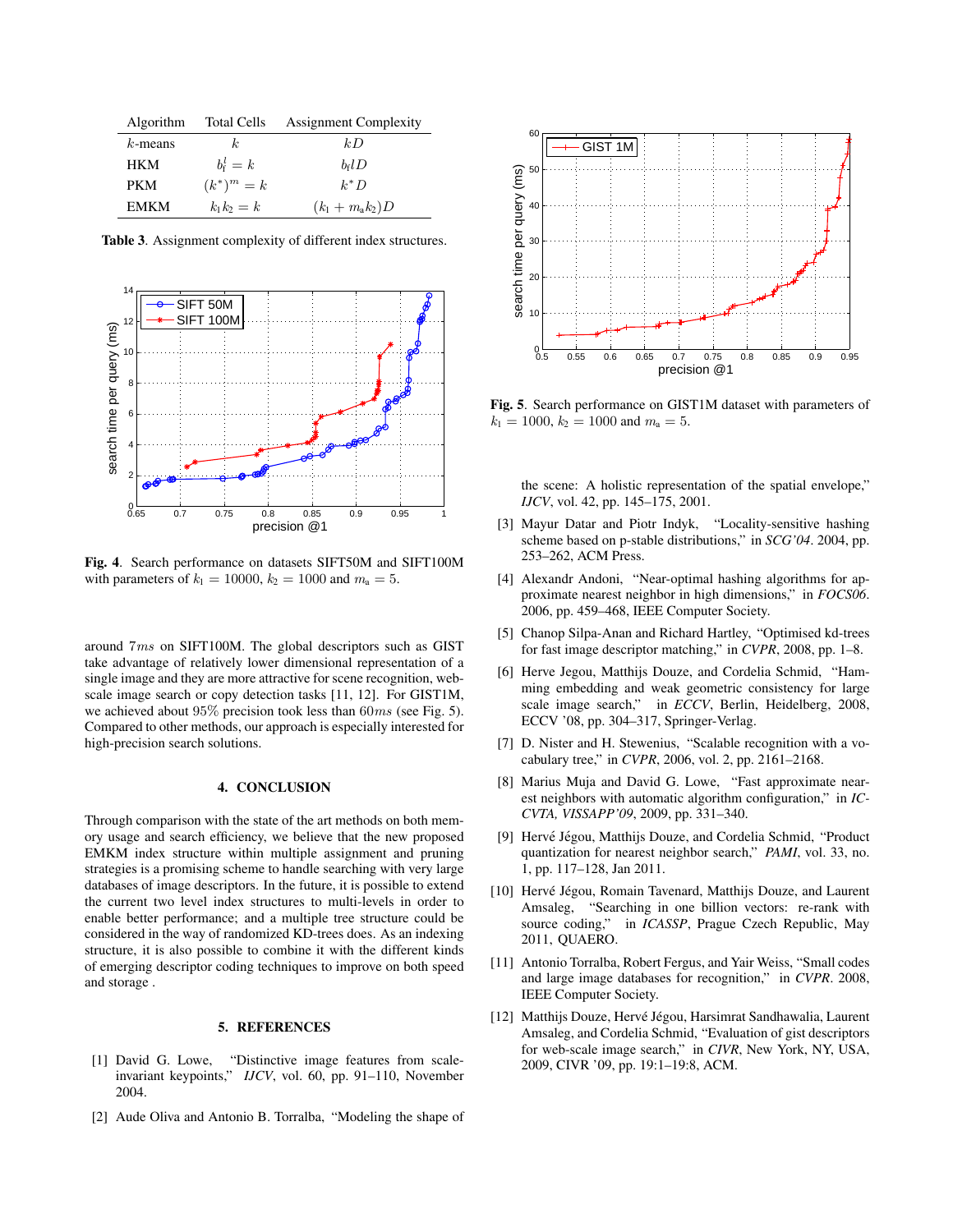| Algorithm | Total Cells | Assignment Complexity |
|---|---|---|
| $k$-means | $k$ | $kD$ |
| HKM | $b_f^l = k$ | $b_f lD$ |
| PKM | $(k^*)^m = k$ | $k^* D$ |
| EMKM | $k_1 k_2 = k$ | $(k_1 + m_a k_2)D$ |

**Table 3**. Assignment complexity of different index structures.

SIFT 50M
SIFT 100M
search time per query (ms)
precision @1
0.65 0.7 0.75 0.8 0.85 0.9 0.95 1
0 2 4 6 8 10 12 14

**Fig. 4**. Search performance on datasets SIFT50M and SIFT100M with parameters of $k_1 = 10000$, $k_2 = 1000$ and $m_a = 5$.

around $7ms$ on SIFT100M. The global descriptors such as GIST take advantage of relatively lower dimensional representation of a single image and they are more attractive for scene recognition, web-scale image search or copy detection tasks [11, 12]. For GIST1M, we achieved about 95% precision took less than $60ms$ (see Fig. 5). Compared to other methods, our approach is especially interested for high-precision search solutions.

## 4. CONCLUSION

Through comparison with the state of the art methods on both memory usage and search efficiency, we believe that the new proposed EMKM index structure within multiple assignment and pruning strategies is a promising scheme to handle searching with very large databases of image descriptors. In the future, it is possible to extend the current two level index structures to multi-levels in order to enable better performance; and a multiple tree structure could be considered in the way of randomized KD-trees does. As an indexing structure, it is also possible to combine it with the different kinds of emerging descriptor coding techniques to improve on both speed and storage .

## 5. REFERENCES

[1] David G. Lowe, "Distinctive image features from scale-invariant keypoints," *IJCV*, vol. 60, pp. 91–110, November 2004.

[2] Aude Oliva and Antonio B. Torralba, "Modeling the shape of the scene: A holistic representation of the spatial envelope," *IJCV*, vol. 42, pp. 145–175, 2001.

GIST 1M
search time per query (ms)
precision @1
0.5 0.55 0.6 0.65 0.7 0.75 0.8 0.85 0.9 0.95
0 10 20 30 40 50 60

**Fig. 5**. Search performance on GIST1M dataset with parameters of $k_1 = 1000$, $k_2 = 1000$ and $m_a = 5$.

[3] Mayur Datar and Piotr Indyk, "Locality-sensitive hashing scheme based on p-stable distributions," in *SCG'04*. 2004, pp. 253–262, ACM Press.

[4] Alexandr Andoni, "Near-optimal hashing algorithms for approximate nearest neighbor in high dimensions," in *FOCS06*. 2006, pp. 459–468, IEEE Computer Society.

[5] Chanop Silpa-Anan and Richard Hartley, "Optimised kd-trees for fast image descriptor matching," in *CVPR*, 2008, pp. 1–8.

[6] Herve Jegou, Matthijs Douze, and Cordelia Schmid, "Hamming embedding and weak geometric consistency for large scale image search," in *ECCV*, Berlin, Heidelberg, 2008, ECCV '08, pp. 304–317, Springer-Verlag.

[7] D. Nister and H. Stewenius, "Scalable recognition with a vocabulary tree," in *CVPR*, 2006, vol. 2, pp. 2161–2168.

[8] Marius Muja and David G. Lowe, "Fast approximate nearest neighbors with automatic algorithm configuration," in *IC-CVTA, VISSAPP'09*, 2009, pp. 331–340.

[9] Hervé Jégou, Matthijs Douze, and Cordelia Schmid, "Product quantization for nearest neighbor search," *PAMI*, vol. 33, no. 1, pp. 117–128, Jan 2011.

[10] Hervé Jégou, Romain Tavenard, Matthijs Douze, and Laurent Amsaleg, "Searching in one billion vectors: re-rank with source coding," in *ICASSP*, Prague Czech Republic, May 2011, QUAERO.

[11] Antonio Torralba, Robert Fergus, and Yair Weiss, "Small codes and large image databases for recognition," in *CVPR*. 2008, IEEE Computer Society.

[12] Matthijs Douze, Hervé Jégou, Harsimrat Sandhawalia, Laurent Amsaleg, and Cordelia Schmid, "Evaluation of gist descriptors for web-scale image search," in *CIVR*, New York, NY, USA, 2009, CIVR '09, pp. 19:1–19:8, ACM.